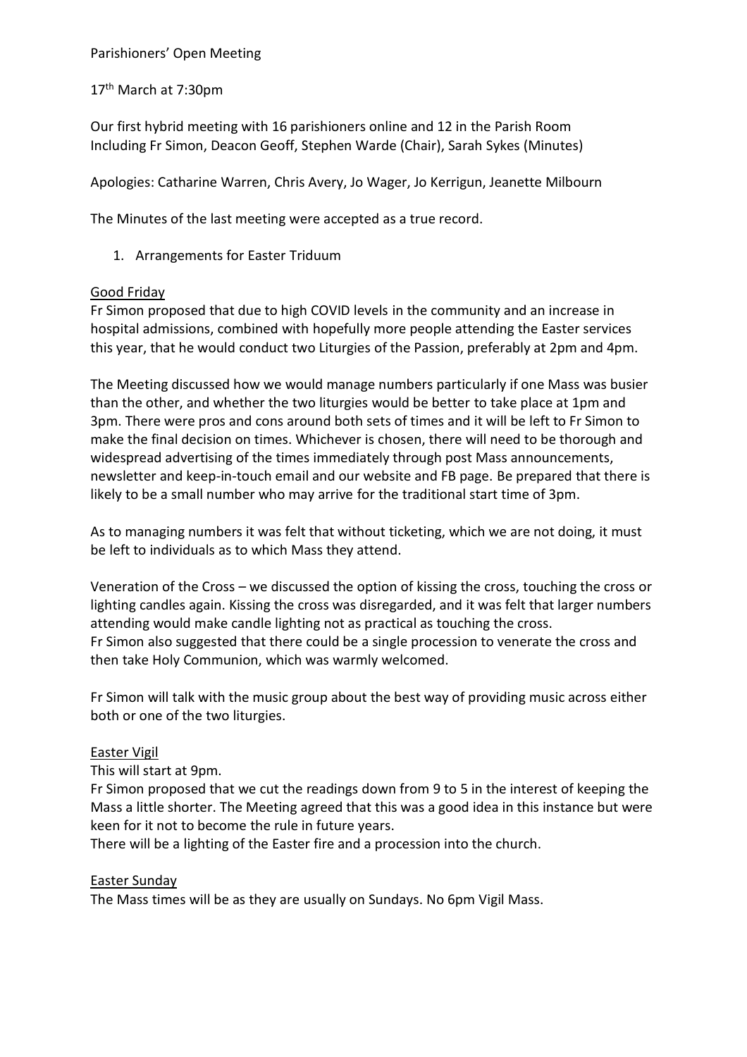Parishioners' Open Meeting

17th March at 7:30pm

Our first hybrid meeting with 16 parishioners online and 12 in the Parish Room
Including Fr Simon, Deacon Geoff, Stephen Warde (Chair), Sarah Sykes (Minutes)

Apologies: Catharine Warren, Chris Avery, Jo Wager, Jo Kerrigun, Jeanette Milbourn

The Minutes of the last meeting were accepted as a true record.

1. Arrangements for Easter Triduum

Good Friday

Fr Simon proposed that due to high COVID levels in the community and an increase in hospital admissions, combined with hopefully more people attending the Easter services this year, that he would conduct two Liturgies of the Passion, preferably at 2pm and 4pm.

The Meeting discussed how we would manage numbers particularly if one Mass was busier than the other, and whether the two liturgies would be better to take place at 1pm and 3pm. There were pros and cons around both sets of times and it will be left to Fr Simon to make the final decision on times. Whichever is chosen, there will need to be thorough and widespread advertising of the times immediately through post Mass announcements, newsletter and keep-in-touch email and our website and FB page. Be prepared that there is likely to be a small number who may arrive for the traditional start time of 3pm.

As to managing numbers it was felt that without ticketing, which we are not doing, it must be left to individuals as to which Mass they attend.

Veneration of the Cross – we discussed the option of kissing the cross, touching the cross or lighting candles again. Kissing the cross was disregarded, and it was felt that larger numbers attending would make candle lighting not as practical as touching the cross.
Fr Simon also suggested that there could be a single procession to venerate the cross and then take Holy Communion, which was warmly welcomed.

Fr Simon will talk with the music group about the best way of providing music across either both or one of the two liturgies.

Easter Vigil

This will start at 9pm.
Fr Simon proposed that we cut the readings down from 9 to 5 in the interest of keeping the Mass a little shorter. The Meeting agreed that this was a good idea in this instance but were keen for it not to become the rule in future years.
There will be a lighting of the Easter fire and a procession into the church.

Easter Sunday

The Mass times will be as they are usually on Sundays. No 6pm Vigil Mass.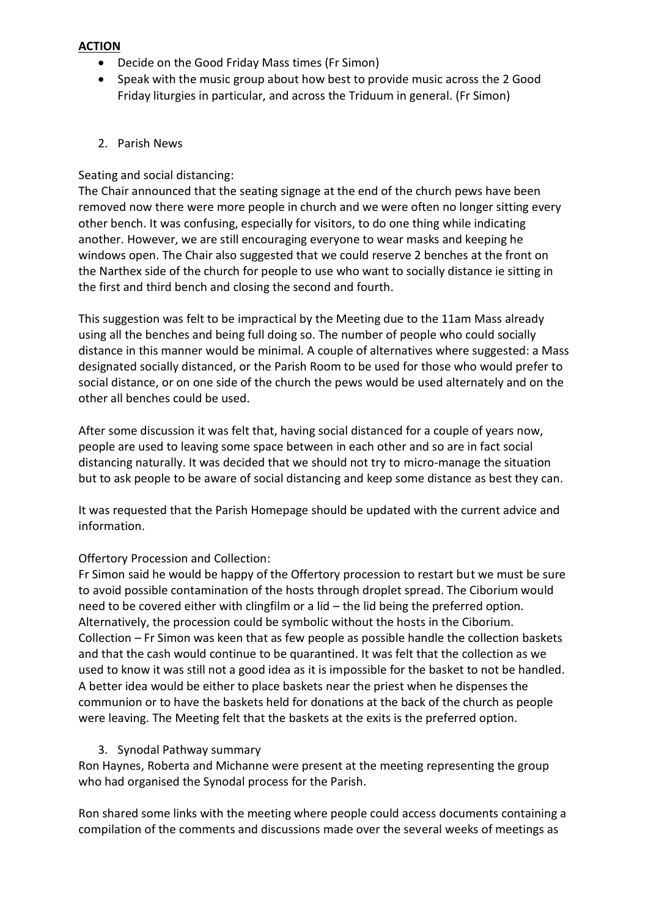**ACTION**

- Decide on the Good Friday Mass times (Fr Simon)
- Speak with the music group about how best to provide music across the 2 Good Friday liturgies in particular, and across the Triduum in general. (Fr Simon)

2. Parish News

Seating and social distancing:
The Chair announced that the seating signage at the end of the church pews have been removed now there were more people in church and we were often no longer sitting every other bench. It was confusing, especially for visitors, to do one thing while indicating another. However, we are still encouraging everyone to wear masks and keeping he windows open. The Chair also suggested that we could reserve 2 benches at the front on the Narthex side of the church for people to use who want to socially distance ie sitting in the first and third bench and closing the second and fourth.

This suggestion was felt to be impractical by the Meeting due to the 11am Mass already using all the benches and being full doing so. The number of people who could socially distance in this manner would be minimal. A couple of alternatives where suggested: a Mass designated socially distanced, or the Parish Room to be used for those who would prefer to social distance, or on one side of the church the pews would be used alternately and on the other all benches could be used.

After some discussion it was felt that, having social distanced for a couple of years now, people are used to leaving some space between in each other and so are in fact social distancing naturally. It was decided that we should not try to micro-manage the situation but to ask people to be aware of social distancing and keep some distance as best they can.

It was requested that the Parish Homepage should be updated with the current advice and information.

Offertory Procession and Collection:
Fr Simon said he would be happy of the Offertory procession to restart but we must be sure to avoid possible contamination of the hosts through droplet spread. The Ciborium would need to be covered either with clingfilm or a lid – the lid being the preferred option. Alternatively, the procession could be symbolic without the hosts in the Ciborium.
Collection – Fr Simon was keen that as few people as possible handle the collection baskets and that the cash would continue to be quarantined. It was felt that the collection as we used to know it was still not a good idea as it is impossible for the basket to not be handled. A better idea would be either to place baskets near the priest when he dispenses the communion or to have the baskets held for donations at the back of the church as people were leaving. The Meeting felt that the baskets at the exits is the preferred option.

3. Synodal Pathway summary

Ron Haynes, Roberta and Michanne were present at the meeting representing the group who had organised the Synodal process for the Parish.

Ron shared some links with the meeting where people could access documents containing a compilation of the comments and discussions made over the several weeks of meetings as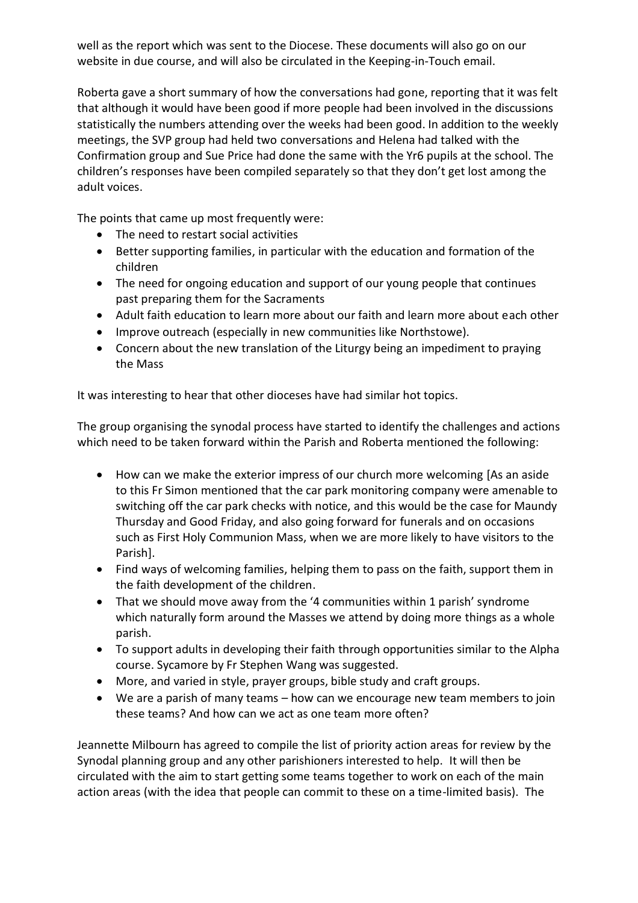well as the report which was sent to the Diocese. These documents will also go on our website in due course, and will also be circulated in the Keeping-in-Touch email.

Roberta gave a short summary of how the conversations had gone, reporting that it was felt that although it would have been good if more people had been involved in the discussions statistically the numbers attending over the weeks had been good. In addition to the weekly meetings, the SVP group had held two conversations and Helena had talked with the Confirmation group and Sue Price had done the same with the Yr6 pupils at the school. The children's responses have been compiled separately so that they don't get lost among the adult voices.

The points that came up most frequently were:

- The need to restart social activities
- Better supporting families, in particular with the education and formation of the children
- The need for ongoing education and support of our young people that continues past preparing them for the Sacraments
- Adult faith education to learn more about our faith and learn more about each other
- Improve outreach (especially in new communities like Northstowe).
- Concern about the new translation of the Liturgy being an impediment to praying the Mass

It was interesting to hear that other dioceses have had similar hot topics.

The group organising the synodal process have started to identify the challenges and actions which need to be taken forward within the Parish and Roberta mentioned the following:

- How can we make the exterior impress of our church more welcoming [As an aside to this Fr Simon mentioned that the car park monitoring company were amenable to switching off the car park checks with notice, and this would be the case for Maundy Thursday and Good Friday, and also going forward for funerals and on occasions such as First Holy Communion Mass, when we are more likely to have visitors to the Parish].
- Find ways of welcoming families, helping them to pass on the faith, support them in the faith development of the children.
- That we should move away from the '4 communities within 1 parish' syndrome which naturally form around the Masses we attend by doing more things as a whole parish.
- To support adults in developing their faith through opportunities similar to the Alpha course. Sycamore by Fr Stephen Wang was suggested.
- More, and varied in style, prayer groups, bible study and craft groups.
- We are a parish of many teams – how can we encourage new team members to join these teams? And how can we act as one team more often?

Jeannette Milbourn has agreed to compile the list of priority action areas for review by the Synodal planning group and any other parishioners interested to help. It will then be circulated with the aim to start getting some teams together to work on each of the main action areas (with the idea that people can commit to these on a time-limited basis). The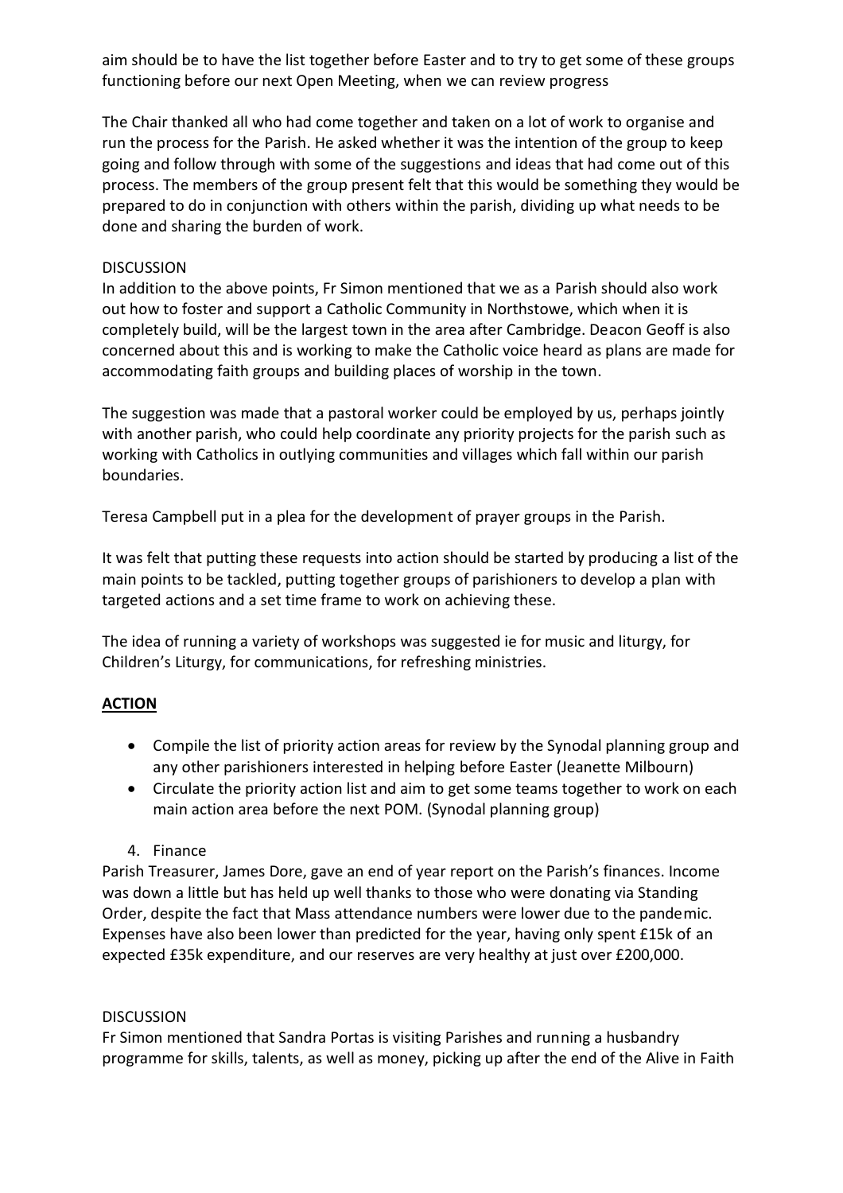aim should be to have the list together before Easter and to try to get some of these groups functioning before our next Open Meeting, when we can review progress

The Chair thanked all who had come together and taken on a lot of work to organise and run the process for the Parish. He asked whether it was the intention of the group to keep going and follow through with some of the suggestions and ideas that had come out of this process. The members of the group present felt that this would be something they would be prepared to do in conjunction with others within the parish, dividing up what needs to be done and sharing the burden of work.

DISCUSSION
In addition to the above points, Fr Simon mentioned that we as a Parish should also work out how to foster and support a Catholic Community in Northstowe, which when it is completely build, will be the largest town in the area after Cambridge. Deacon Geoff is also concerned about this and is working to make the Catholic voice heard as plans are made for accommodating faith groups and building places of worship in the town.

The suggestion was made that a pastoral worker could be employed by us, perhaps jointly with another parish, who could help coordinate any priority projects for the parish such as working with Catholics in outlying communities and villages which fall within our parish boundaries.

Teresa Campbell put in a plea for the development of prayer groups in the Parish.

It was felt that putting these requests into action should be started by producing a list of the main points to be tackled, putting together groups of parishioners to develop a plan with targeted actions and a set time frame to work on achieving these.

The idea of running a variety of workshops was suggested ie for music and liturgy, for Children's Liturgy, for communications, for refreshing ministries.

**ACTION**

- Compile the list of priority action areas for review by the Synodal planning group and any other parishioners interested in helping before Easter (Jeanette Milbourn)
- Circulate the priority action list and aim to get some teams together to work on each main action area before the next POM. (Synodal planning group)

4. Finance

Parish Treasurer, James Dore, gave an end of year report on the Parish's finances. Income was down a little but has held up well thanks to those who were donating via Standing Order, despite the fact that Mass attendance numbers were lower due to the pandemic. Expenses have also been lower than predicted for the year, having only spent £15k of an expected £35k expenditure, and our reserves are very healthy at just over £200,000.

DISCUSSION
Fr Simon mentioned that Sandra Portas is visiting Parishes and running a husbandry programme for skills, talents, as well as money, picking up after the end of the Alive in Faith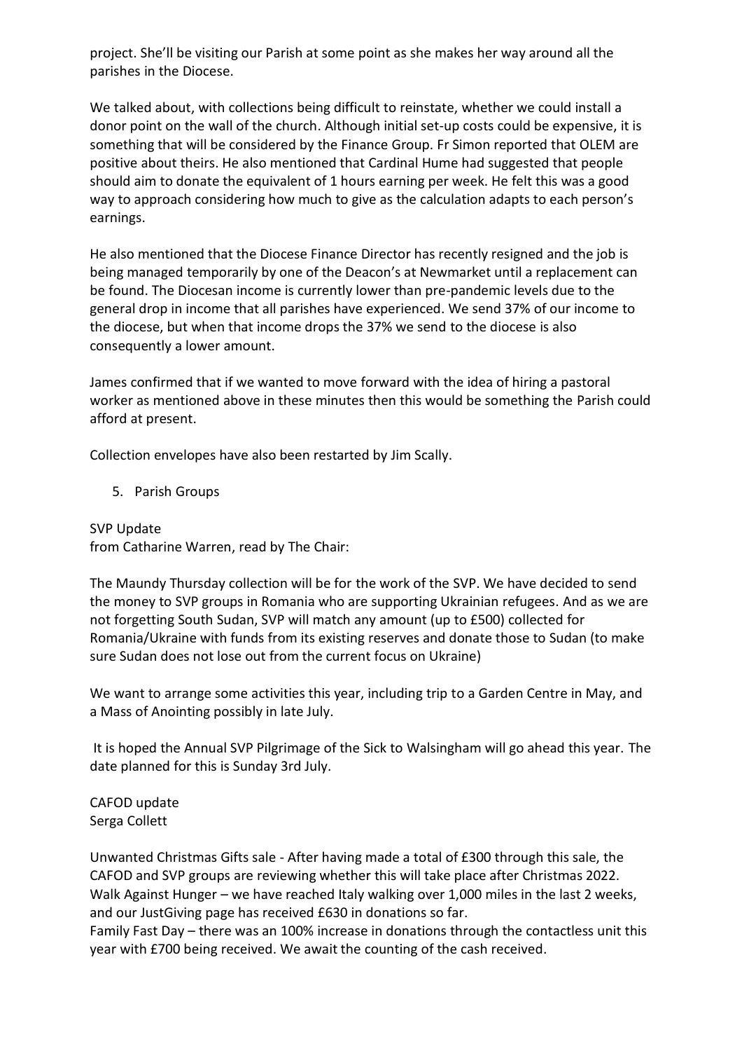project. She'll be visiting our Parish at some point as she makes her way around all the parishes in the Diocese.

We talked about, with collections being difficult to reinstate, whether we could install a donor point on the wall of the church. Although initial set-up costs could be expensive, it is something that will be considered by the Finance Group. Fr Simon reported that OLEM are positive about theirs. He also mentioned that Cardinal Hume had suggested that people should aim to donate the equivalent of 1 hours earning per week. He felt this was a good way to approach considering how much to give as the calculation adapts to each person's earnings.

He also mentioned that the Diocese Finance Director has recently resigned and the job is being managed temporarily by one of the Deacon's at Newmarket until a replacement can be found. The Diocesan income is currently lower than pre-pandemic levels due to the general drop in income that all parishes have experienced. We send 37% of our income to the diocese, but when that income drops the 37% we send to the diocese is also consequently a lower amount.

James confirmed that if we wanted to move forward with the idea of hiring a pastoral worker as mentioned above in these minutes then this would be something the Parish could afford at present.

Collection envelopes have also been restarted by Jim Scally.

5. Parish Groups

SVP Update
from Catharine Warren, read by The Chair:

The Maundy Thursday collection will be for the work of the SVP. We have decided to send the money to SVP groups in Romania who are supporting Ukrainian refugees. And as we are not forgetting South Sudan, SVP will match any amount (up to £500) collected for Romania/Ukraine with funds from its existing reserves and donate those to Sudan (to make sure Sudan does not lose out from the current focus on Ukraine)

We want to arrange some activities this year, including trip to a Garden Centre in May, and a Mass of Anointing possibly in late July.

It is hoped the Annual SVP Pilgrimage of the Sick to Walsingham will go ahead this year. The date planned for this is Sunday 3rd July.

CAFOD update
Serga Collett

Unwanted Christmas Gifts sale - After having made a total of £300 through this sale, the CAFOD and SVP groups are reviewing whether this will take place after Christmas 2022.
Walk Against Hunger – we have reached Italy walking over 1,000 miles in the last 2 weeks, and our JustGiving page has received £630 in donations so far.
Family Fast Day – there was an 100% increase in donations through the contactless unit this year with £700 being received. We await the counting of the cash received.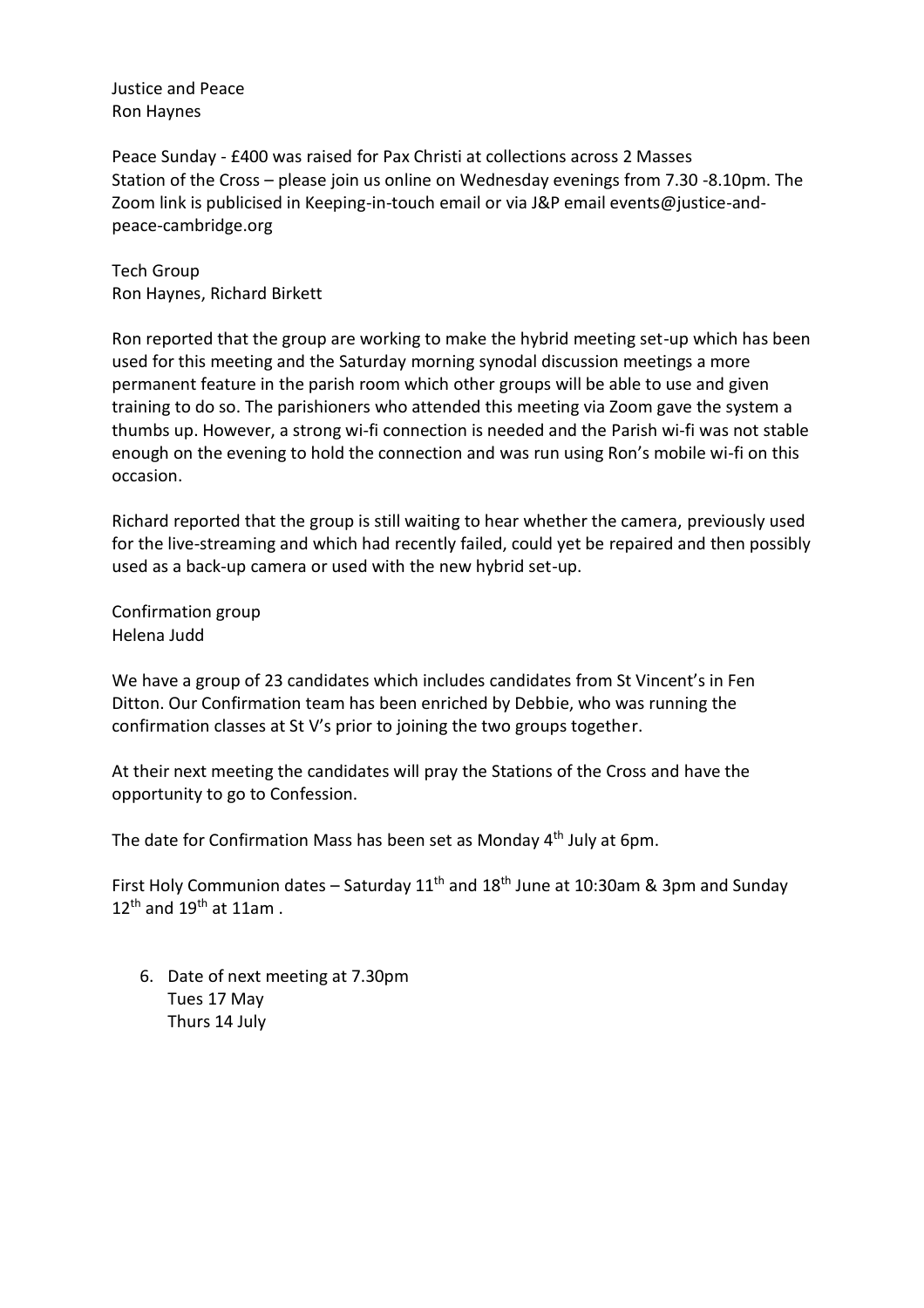Justice and Peace
Ron Haynes

Peace Sunday - £400 was raised for Pax Christi at collections across 2 Masses
Station of the Cross – please join us online on Wednesday evenings from 7.30 -8.10pm. The Zoom link is publicised in Keeping-in-touch email or via J&P email events@justice-and-peace-cambridge.org

Tech Group
Ron Haynes, Richard Birkett

Ron reported that the group are working to make the hybrid meeting set-up which has been used for this meeting and the Saturday morning synodal discussion meetings a more permanent feature in the parish room which other groups will be able to use and given training to do so. The parishioners who attended this meeting via Zoom gave the system a thumbs up. However, a strong wi-fi connection is needed and the Parish wi-fi was not stable enough on the evening to hold the connection and was run using Ron's mobile wi-fi on this occasion.

Richard reported that the group is still waiting to hear whether the camera, previously used for the live-streaming and which had recently failed, could yet be repaired and then possibly used as a back-up camera or used with the new hybrid set-up.

Confirmation group
Helena Judd

We have a group of 23 candidates which includes candidates from St Vincent's in Fen Ditton. Our Confirmation team has been enriched by Debbie, who was running the confirmation classes at St V's prior to joining the two groups together.

At their next meeting the candidates will pray the Stations of the Cross and have the opportunity to go to Confession.

The date for Confirmation Mass has been set as Monday 4th July at 6pm.

First Holy Communion dates – Saturday 11th and 18th June at 10:30am & 3pm and Sunday 12th and 19th at 11am .

6. Date of next meeting at 7.30pm
   Tues 17 May
   Thurs 14 July